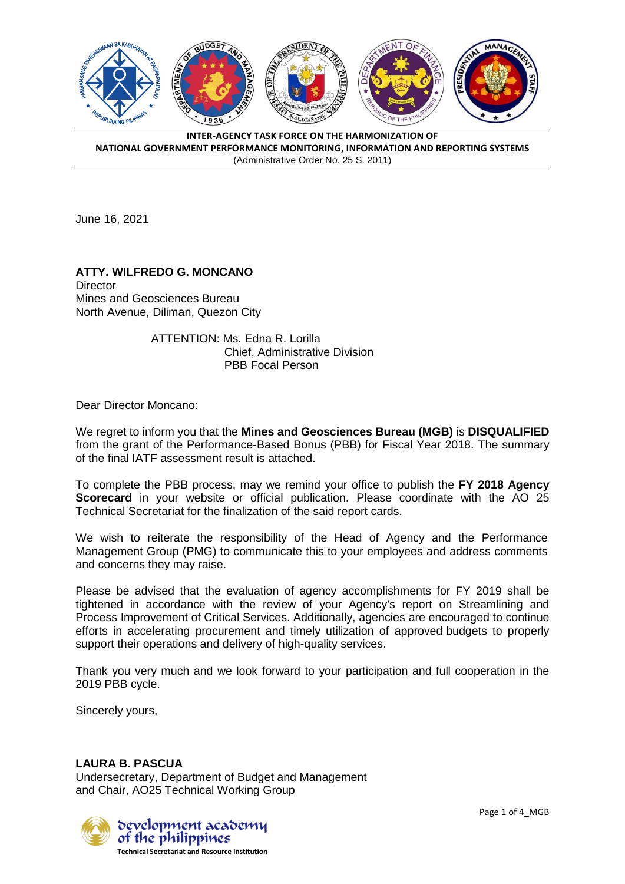**INTER-AGENCY TASK FORCE ON THE HARMONIZATION OF NATIONAL GOVERNMENT PERFORMANCE MONITORING, INFORMATION AND REPORTING SYSTEMS**
(Administrative Order No. 25 S. 2011)

June 16, 2021

**ATTY. WILFREDO G. MONCANO**
Director
Mines and Geosciences Bureau
North Avenue, Diliman, Quezon City

ATTENTION: Ms. Edna R. Lorilla
Chief, Administrative Division
PBB Focal Person

Dear Director Moncano:

We regret to inform you that the **Mines and Geosciences Bureau (MGB)** is **DISQUALIFIED** from the grant of the Performance-Based Bonus (PBB) for Fiscal Year 2018. The summary of the final IATF assessment result is attached.

To complete the PBB process, may we remind your office to publish the **FY 2018 Agency Scorecard** in your website or official publication. Please coordinate with the AO 25 Technical Secretariat for the finalization of the said report cards.

We wish to reiterate the responsibility of the Head of Agency and the Performance Management Group (PMG) to communicate this to your employees and address comments and concerns they may raise.

Please be advised that the evaluation of agency accomplishments for FY 2019 shall be tightened in accordance with the review of your Agency's report on Streamlining and Process Improvement of Critical Services. Additionally, agencies are encouraged to continue efforts in accelerating procurement and timely utilization of approved budgets to properly support their operations and delivery of high-quality services.

Thank you very much and we look forward to your participation and full cooperation in the 2019 PBB cycle.

Sincerely yours,

**LAURA B. PASCUA**
Undersecretary, Department of Budget and Management
and Chair, AO25 Technical Working Group

development academy of the philippines
Technical Secretariat and Resource Institution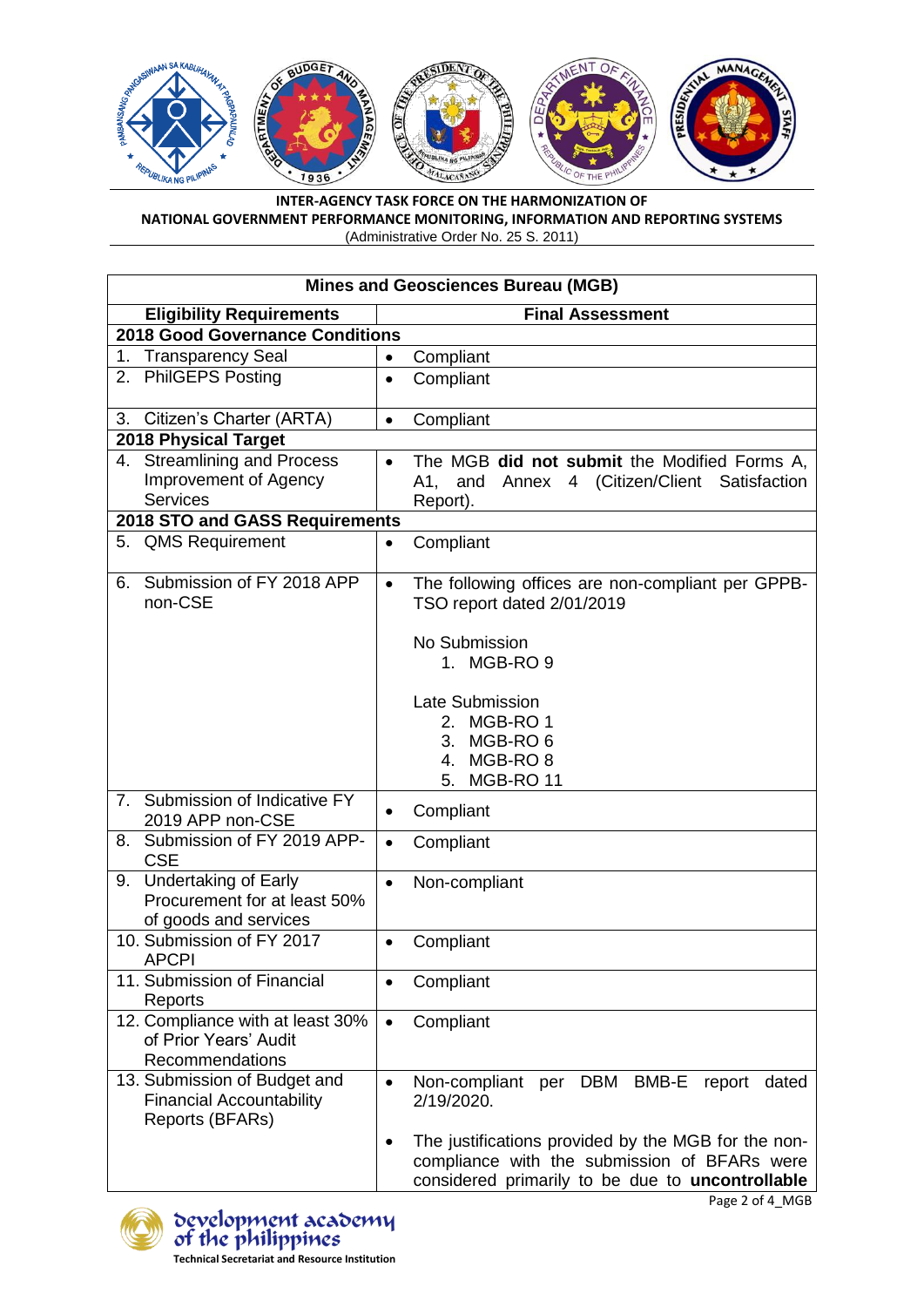**INTER-AGENCY TASK FORCE ON THE HARMONIZATION OF NATIONAL GOVERNMENT PERFORMANCE MONITORING, INFORMATION AND REPORTING SYSTEMS**
(Administrative Order No. 25 S. 2011)

| **Mines and Geosciences Bureau (MGB)** | |
|---|---|
| **Eligibility Requirements** | **Final Assessment** |
| **2018 Good Governance Conditions** | |
| 1. Transparency Seal | • Compliant |
| 2. PhilGEPS Posting | • Compliant |
| 3. Citizen's Charter (ARTA) | • Compliant |
| **2018 Physical Target** | |
| 4. Streamlining and Process Improvement of Agency Services | • The MGB **did not submit** the Modified Forms A, A1, and Annex 4 (Citizen/Client Satisfaction Report). |
| **2018 STO and GASS Requirements** | |
| 5. QMS Requirement | • Compliant |
| 6. Submission of FY 2018 APP non-CSE | • The following offices are non-compliant per GPPB-TSO report dated 2/01/2019<br><br>No Submission<br>1. MGB-RO 9<br><br>Late Submission<br>2. MGB-RO 1<br>3. MGB-RO 6<br>4. MGB-RO 8<br>5. MGB-RO 11 |
| 7. Submission of Indicative FY 2019 APP non-CSE | • Compliant |
| 8. Submission of FY 2019 APP-CSE | • Compliant |
| 9. Undertaking of Early Procurement for at least 50% of goods and services | • Non-compliant |
| 10. Submission of FY 2017 APCPI | • Compliant |
| 11. Submission of Financial Reports | • Compliant |
| 12. Compliance with at least 30% of Prior Years' Audit Recommendations | • Compliant |
| 13. Submission of Budget and Financial Accountability Reports (BFARs) | • Non-compliant per DBM BMB-E report dated 2/19/2020.<br><br>• The justifications provided by the MGB for the non-compliance with the submission of BFARs were considered primarily to be due to **uncontrollable** |

development academy of the philippines
Technical Secretariat and Resource Institution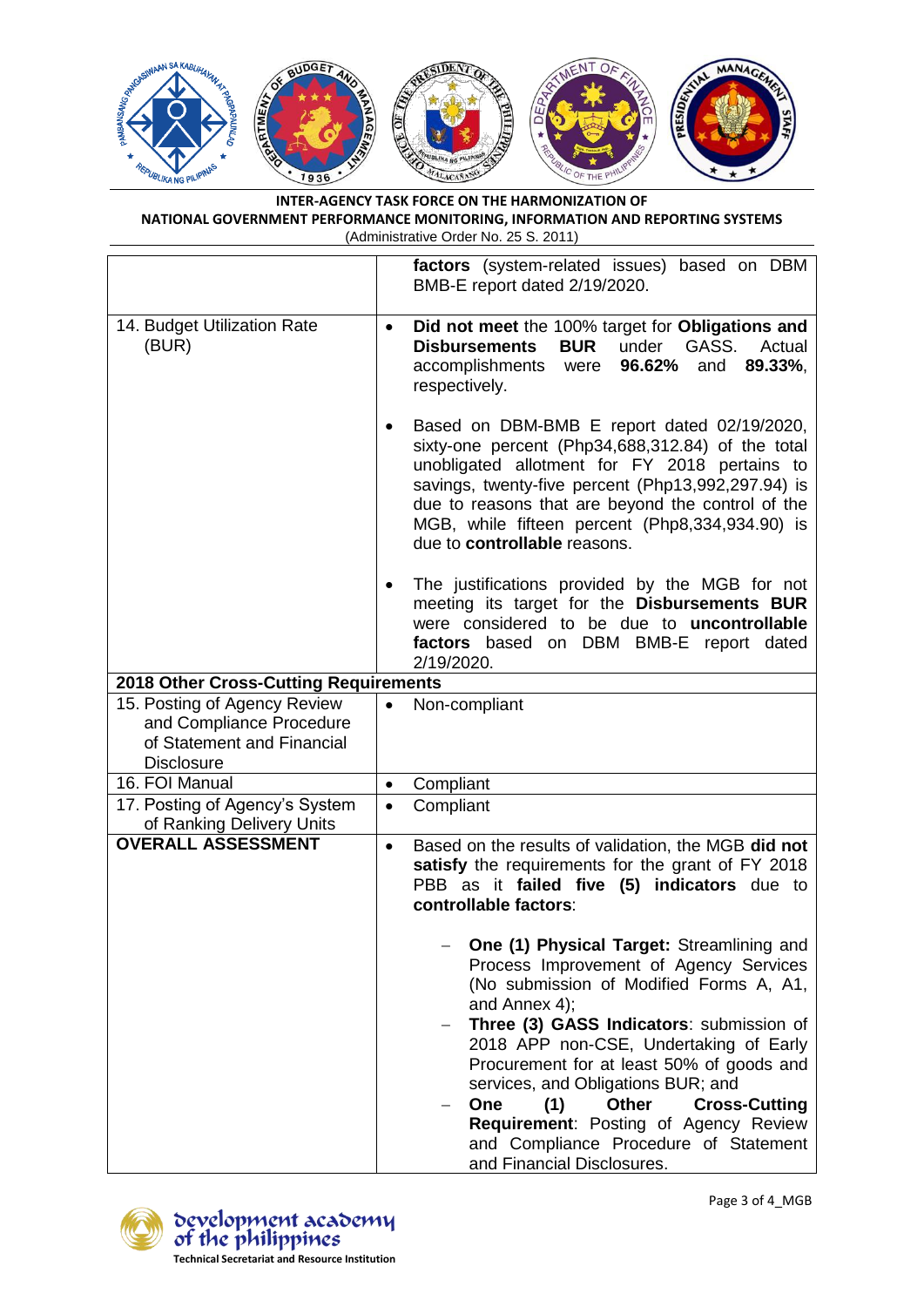| | |
|---|---|
| | **factors** (system-related issues) based on DBM BMB-E report dated 2/19/2020. |
| 14. Budget Utilization Rate (BUR) | • **Did not meet** the 100% target for **Obligations and Disbursements BUR** under GASS. Actual accomplishments were **96.62%** and **89.33%**, respectively.<br><br>• Based on DBM-BMB E report dated 02/19/2020, sixty-one percent (Php34,688,312.84) of the total unobligated allotment for FY 2018 pertains to savings, twenty-five percent (Php13,992,297.94) is due to reasons that are beyond the control of the MGB, while fifteen percent (Php8,334,934.90) is due to **controllable** reasons.<br><br>• The justifications provided by the MGB for not meeting its target for the **Disbursements BUR** were considered to be due to **uncontrollable factors** based on DBM BMB-E report dated 2/19/2020. |
| **2018 Other Cross-Cutting Requirements** | |
| 15. Posting of Agency Review and Compliance Procedure of Statement and Financial Disclosure | • Non-compliant |
| 16. FOI Manual | • Compliant |
| 17. Posting of Agency's System of Ranking Delivery Units | • Compliant |
| **OVERALL ASSESSMENT** | • Based on the results of validation, the MGB **did not satisfy** the requirements for the grant of FY 2018 PBB as it **failed five (5) indicators** due to **controllable factors**:<br><br>– **One (1) Physical Target:** Streamlining and Process Improvement of Agency Services (No submission of Modified Forms A, A1, and Annex 4);<br>– **Three (3) GASS Indicators**: submission of 2018 APP non-CSE, Undertaking of Early Procurement for at least 50% of goods and services, and Obligations BUR; and<br>– **One (1) Other Cross-Cutting Requirement**: Posting of Agency Review and Compliance Procedure of Statement and Financial Disclosures. |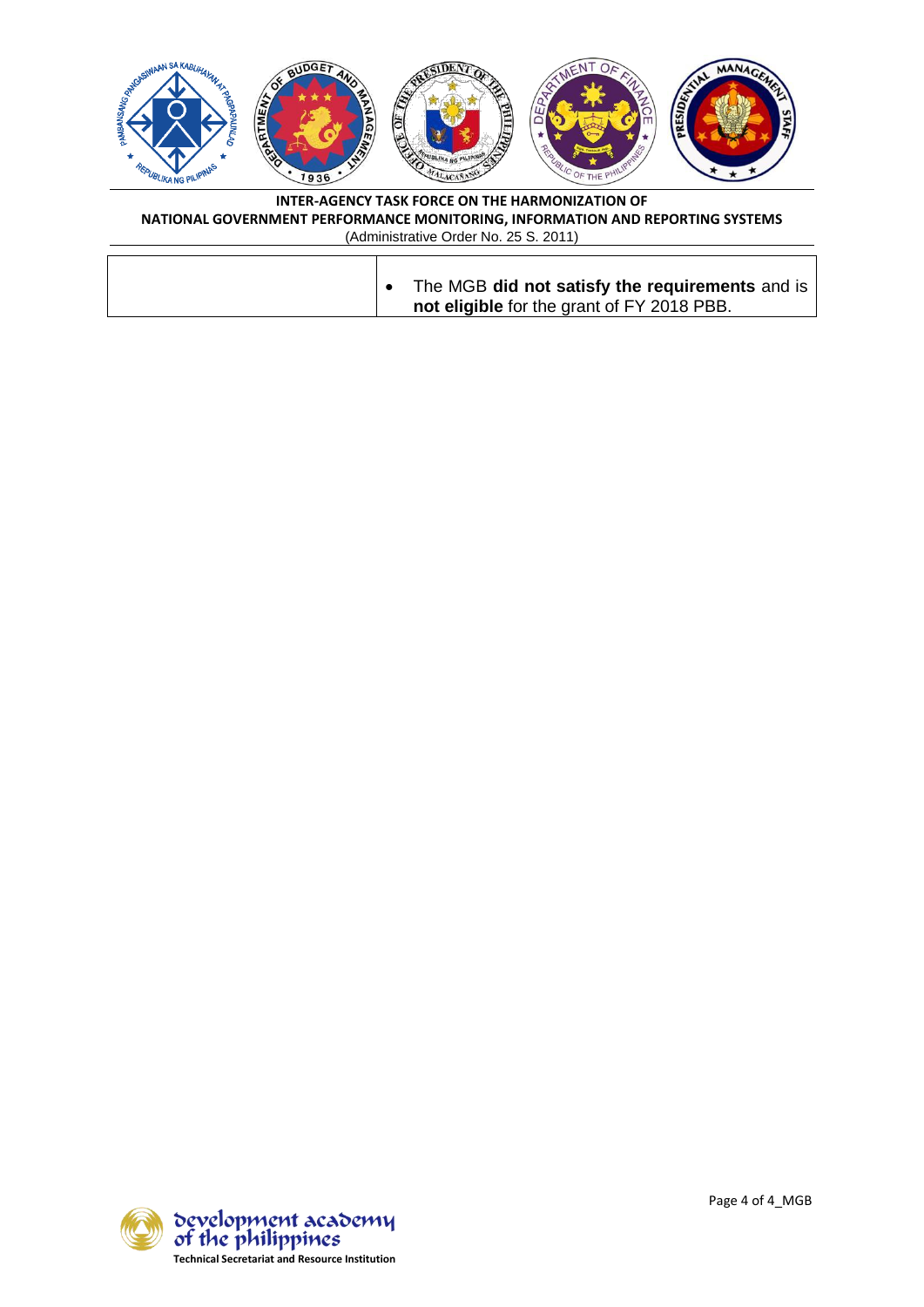| | |
|---|---|
| | • The MGB **did not satisfy the requirements** and is **not eligible** for the grant of FY 2018 PBB. |